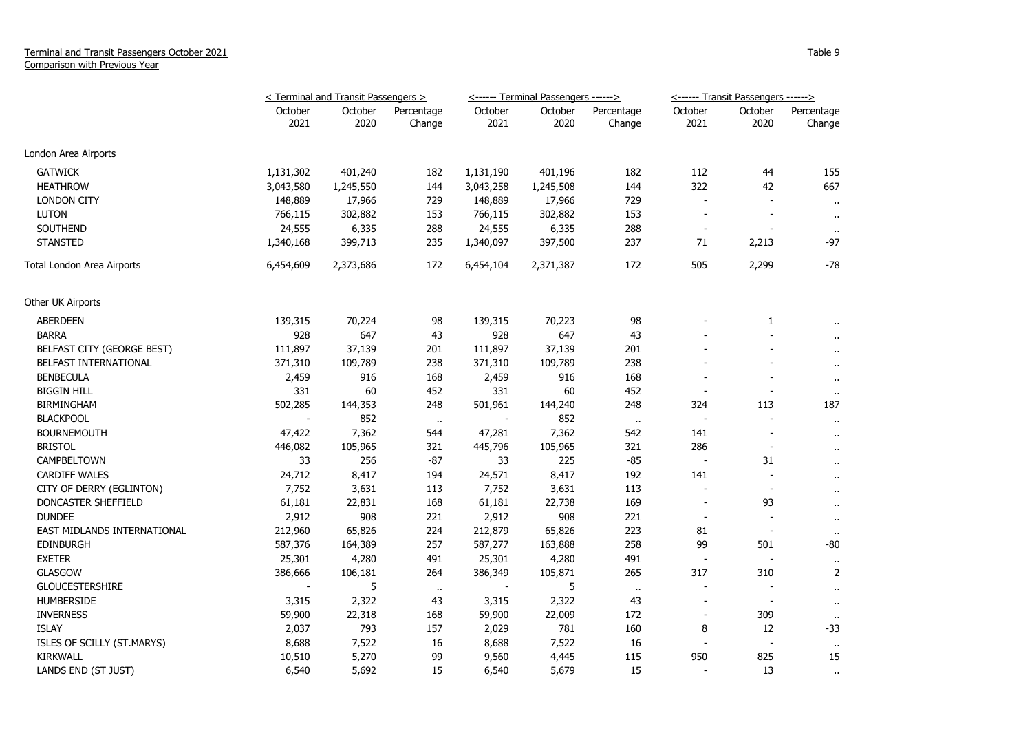Terminal and Transit Passengers October 2021
Comparison with Previous Year

Table 9

| | < Terminal and Transit Passengers > | | | <------ Terminal Passengers ------> | | | <------ Transit Passengers ------> | | |
|---|---|---|---|---|---|---|---|---|---|
| | October 2021 | October 2020 | Percentage Change | October 2021 | October 2020 | Percentage Change | October 2021 | October 2020 | Percentage Change |
| London Area Airports | | | | | | | | | |
| GATWICK | 1,131,302 | 401,240 | 182 | 1,131,190 | 401,196 | 182 | 112 | 44 | 155 |
| HEATHROW | 3,043,580 | 1,245,550 | 144 | 3,043,258 | 1,245,508 | 144 | 322 | 42 | 667 |
| LONDON CITY | 148,889 | 17,966 | 729 | 148,889 | 17,966 | 729 | - | - | .. |
| LUTON | 766,115 | 302,882 | 153 | 766,115 | 302,882 | 153 | - | - | .. |
| SOUTHEND | 24,555 | 6,335 | 288 | 24,555 | 6,335 | 288 | - | - | .. |
| STANSTED | 1,340,168 | 399,713 | 235 | 1,340,097 | 397,500 | 237 | 71 | 2,213 | -97 |
| Total London Area Airports | 6,454,609 | 2,373,686 | 172 | 6,454,104 | 2,371,387 | 172 | 505 | 2,299 | -78 |
| Other UK Airports | | | | | | | | | |
| ABERDEEN | 139,315 | 70,224 | 98 | 139,315 | 70,223 | 98 | - | 1 | .. |
| BARRA | 928 | 647 | 43 | 928 | 647 | 43 | - | - | .. |
| BELFAST CITY (GEORGE BEST) | 111,897 | 37,139 | 201 | 111,897 | 37,139 | 201 | - | - | .. |
| BELFAST INTERNATIONAL | 371,310 | 109,789 | 238 | 371,310 | 109,789 | 238 | - | - | .. |
| BENBECULA | 2,459 | 916 | 168 | 2,459 | 916 | 168 | - | - | .. |
| BIGGIN HILL | 331 | 60 | 452 | 331 | 60 | 452 | - | - | .. |
| BIRMINGHAM | 502,285 | 144,353 | 248 | 501,961 | 144,240 | 248 | 324 | 113 | 187 |
| BLACKPOOL | - | 852 | .. | - | 852 | .. | - | - | .. |
| BOURNEMOUTH | 47,422 | 7,362 | 544 | 47,281 | 7,362 | 542 | 141 | - | .. |
| BRISTOL | 446,082 | 105,965 | 321 | 445,796 | 105,965 | 321 | 286 | - | .. |
| CAMPBELTOWN | 33 | 256 | -87 | 33 | 225 | -85 | - | 31 | .. |
| CARDIFF WALES | 24,712 | 8,417 | 194 | 24,571 | 8,417 | 192 | 141 | - | .. |
| CITY OF DERRY (EGLINTON) | 7,752 | 3,631 | 113 | 7,752 | 3,631 | 113 | - | - | .. |
| DONCASTER SHEFFIELD | 61,181 | 22,831 | 168 | 61,181 | 22,738 | 169 | - | 93 | .. |
| DUNDEE | 2,912 | 908 | 221 | 2,912 | 908 | 221 | - | - | .. |
| EAST MIDLANDS INTERNATIONAL | 212,960 | 65,826 | 224 | 212,879 | 65,826 | 223 | 81 | - | .. |
| EDINBURGH | 587,376 | 164,389 | 257 | 587,277 | 163,888 | 258 | 99 | 501 | -80 |
| EXETER | 25,301 | 4,280 | 491 | 25,301 | 4,280 | 491 | - | - | .. |
| GLASGOW | 386,666 | 106,181 | 264 | 386,349 | 105,871 | 265 | 317 | 310 | 2 |
| GLOUCESTERSHIRE | - | 5 | .. | - | 5 | .. | - | - | .. |
| HUMBERSIDE | 3,315 | 2,322 | 43 | 3,315 | 2,322 | 43 | - | - | .. |
| INVERNESS | 59,900 | 22,318 | 168 | 59,900 | 22,009 | 172 | - | 309 | .. |
| ISLAY | 2,037 | 793 | 157 | 2,029 | 781 | 160 | 8 | 12 | -33 |
| ISLES OF SCILLY (ST.MARYS) | 8,688 | 7,522 | 16 | 8,688 | 7,522 | 16 | - | - | .. |
| KIRKWALL | 10,510 | 5,270 | 99 | 9,560 | 4,445 | 115 | 950 | 825 | 15 |
| LANDS END (ST JUST) | 6,540 | 5,692 | 15 | 6,540 | 5,679 | 15 | - | 13 | .. |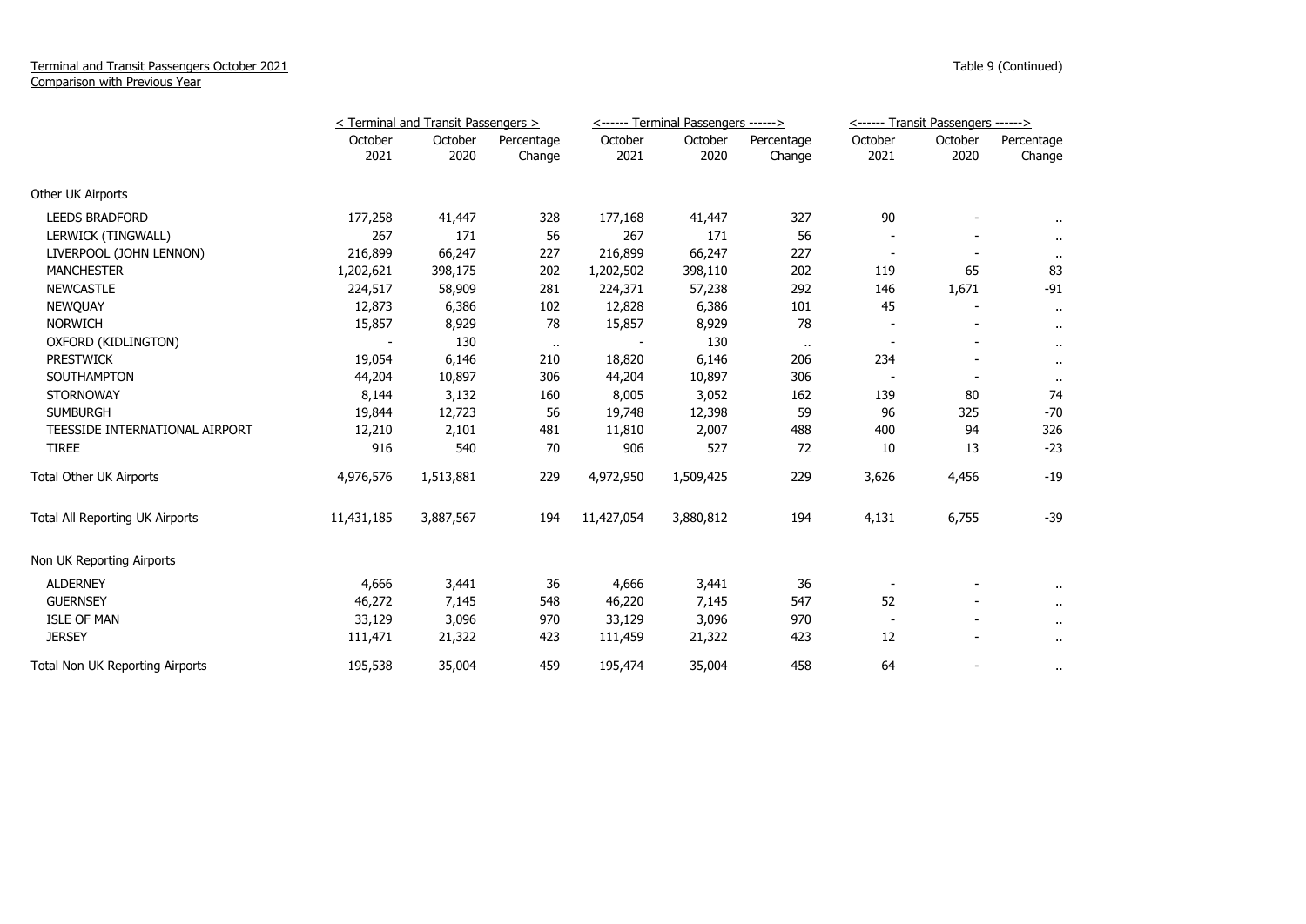Terminal and Transit Passengers October 2021
Comparison with Previous Year

Table 9 (Continued)

| | < Terminal and Transit Passengers > | | | <------ Terminal Passengers ------> | | | <------ Transit Passengers ------> | | |
|---|---|---|---|---|---|---|---|---|---|
| | October 2021 | October 2020 | Percentage Change | October 2021 | October 2020 | Percentage Change | October 2021 | October 2020 | Percentage Change |
| Other UK Airports | | | | | | | | | |
| LEEDS BRADFORD | 177,258 | 41,447 | 328 | 177,168 | 41,447 | 327 | 90 | - | .. |
| LERWICK (TINGWALL) | 267 | 171 | 56 | 267 | 171 | 56 | - | - | .. |
| LIVERPOOL (JOHN LENNON) | 216,899 | 66,247 | 227 | 216,899 | 66,247 | 227 | - | - | .. |
| MANCHESTER | 1,202,621 | 398,175 | 202 | 1,202,502 | 398,110 | 202 | 119 | 65 | 83 |
| NEWCASTLE | 224,517 | 58,909 | 281 | 224,371 | 57,238 | 292 | 146 | 1,671 | -91 |
| NEWQUAY | 12,873 | 6,386 | 102 | 12,828 | 6,386 | 101 | 45 | - | .. |
| NORWICH | 15,857 | 8,929 | 78 | 15,857 | 8,929 | 78 | - | - | .. |
| OXFORD (KIDLINGTON) | - | 130 | .. | - | 130 | .. | - | - | .. |
| PRESTWICK | 19,054 | 6,146 | 210 | 18,820 | 6,146 | 206 | 234 | - | .. |
| SOUTHAMPTON | 44,204 | 10,897 | 306 | 44,204 | 10,897 | 306 | - | - | .. |
| STORNOWAY | 8,144 | 3,132 | 160 | 8,005 | 3,052 | 162 | 139 | 80 | 74 |
| SUMBURGH | 19,844 | 12,723 | 56 | 19,748 | 12,398 | 59 | 96 | 325 | -70 |
| TEESSIDE INTERNATIONAL AIRPORT | 12,210 | 2,101 | 481 | 11,810 | 2,007 | 488 | 400 | 94 | 326 |
| TIREE | 916 | 540 | 70 | 906 | 527 | 72 | 10 | 13 | -23 |
| Total Other UK Airports | 4,976,576 | 1,513,881 | 229 | 4,972,950 | 1,509,425 | 229 | 3,626 | 4,456 | -19 |
| Total All Reporting UK Airports | 11,431,185 | 3,887,567 | 194 | 11,427,054 | 3,880,812 | 194 | 4,131 | 6,755 | -39 |
| Non UK Reporting Airports | | | | | | | | | |
| ALDERNEY | 4,666 | 3,441 | 36 | 4,666 | 3,441 | 36 | - | - | .. |
| GUERNSEY | 46,272 | 7,145 | 548 | 46,220 | 7,145 | 547 | 52 | - | .. |
| ISLE OF MAN | 33,129 | 3,096 | 970 | 33,129 | 3,096 | 970 | - | - | .. |
| JERSEY | 111,471 | 21,322 | 423 | 111,459 | 21,322 | 423 | 12 | - | .. |
| Total Non UK Reporting Airports | 195,538 | 35,004 | 459 | 195,474 | 35,004 | 458 | 64 | - | .. |